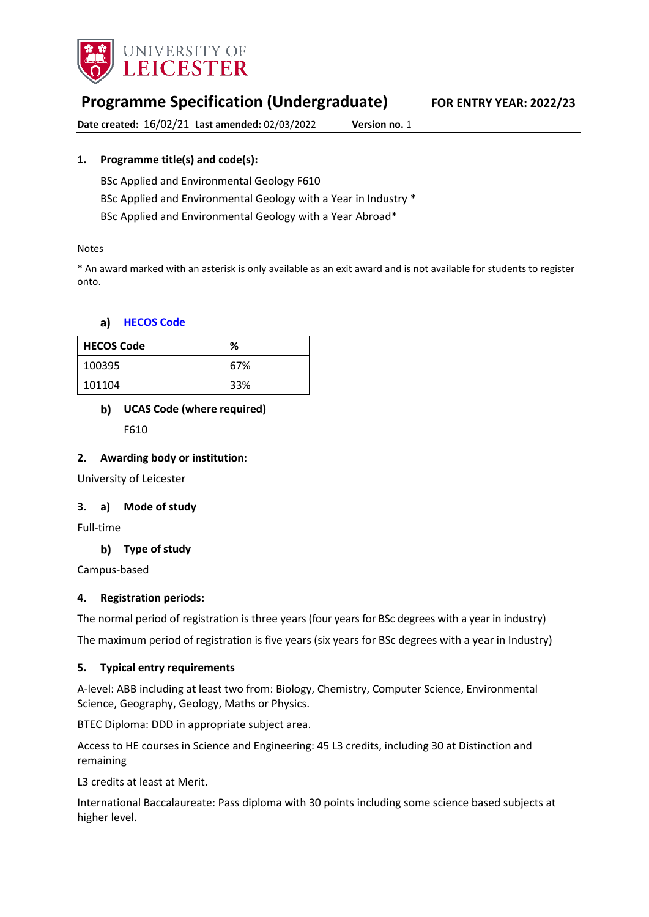UNIVERSITY OF LEICESTER

# Programme Specification (Undergraduate)

**FOR ENTRY YEAR: 2022/23**

**Date created:** 16/02/21 **Last amended:** 02/03/2022 **Version no.** 1

## 1. Programme title(s) and code(s):

BSc Applied and Environmental Geology F610

BSc Applied and Environmental Geology with a Year in Industry *

BSc Applied and Environmental Geology with a Year Abroad*

Notes

* An award marked with an asterisk is only available as an exit award and is not available for students to register onto.

### a) HECOS Code

| HECOS Code | % |
|---|---|
| 100395 | 67% |
| 101104 | 33% |

### b) UCAS Code (where required)

F610

## 2. Awarding body or institution:

University of Leicester

## 3. a) Mode of study

Full-time

### b) Type of study

Campus-based

## 4. Registration periods:

The normal period of registration is three years (four years for BSc degrees with a year in industry)

The maximum period of registration is five years (six years for BSc degrees with a year in Industry)

## 5. Typical entry requirements

A-level: ABB including at least two from: Biology, Chemistry, Computer Science, Environmental Science, Geography, Geology, Maths or Physics.

BTEC Diploma: DDD in appropriate subject area.

Access to HE courses in Science and Engineering: 45 L3 credits, including 30 at Distinction and remaining

L3 credits at least at Merit.

International Baccalaureate: Pass diploma with 30 points including some science based subjects at higher level.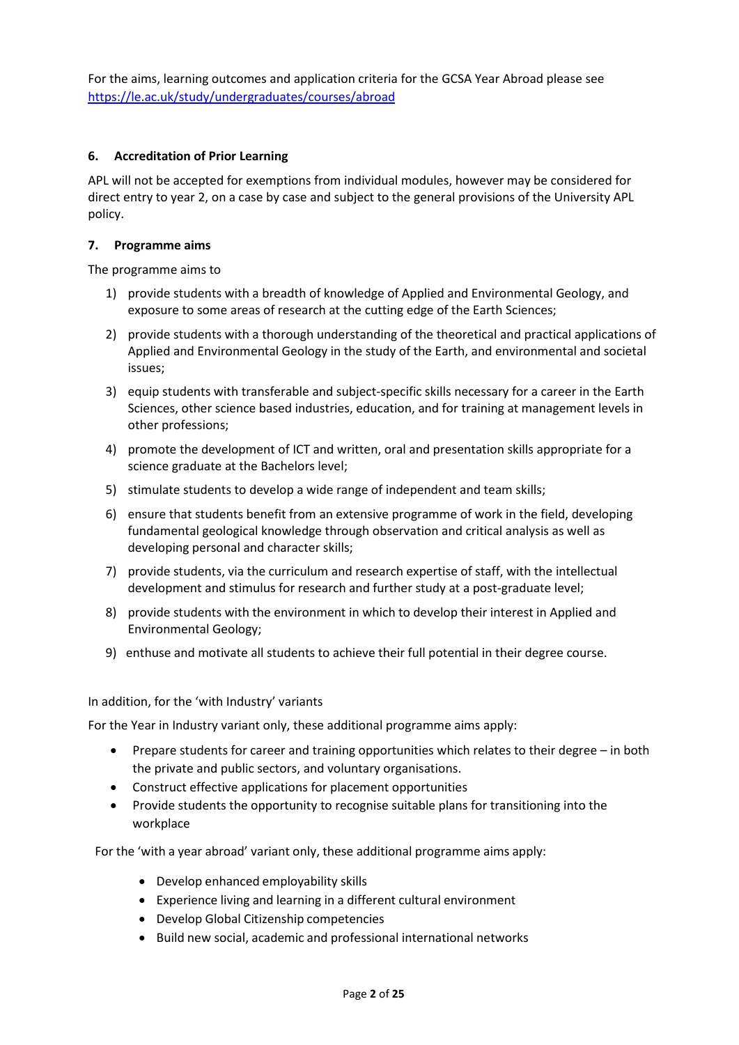For the aims, learning outcomes and application criteria for the GCSA Year Abroad please see https://le.ac.uk/study/undergraduates/courses/abroad

### 6. Accreditation of Prior Learning

APL will not be accepted for exemptions from individual modules, however may be considered for direct entry to year 2, on a case by case and subject to the general provisions of the University APL policy.

### 7. Programme aims

The programme aims to

1) provide students with a breadth of knowledge of Applied and Environmental Geology, and exposure to some areas of research at the cutting edge of the Earth Sciences;
2) provide students with a thorough understanding of the theoretical and practical applications of Applied and Environmental Geology in the study of the Earth, and environmental and societal issues;
3) equip students with transferable and subject-specific skills necessary for a career in the Earth Sciences, other science based industries, education, and for training at management levels in other professions;
4) promote the development of ICT and written, oral and presentation skills appropriate for a science graduate at the Bachelors level;
5) stimulate students to develop a wide range of independent and team skills;
6) ensure that students benefit from an extensive programme of work in the field, developing fundamental geological knowledge through observation and critical analysis as well as developing personal and character skills;
7) provide students, via the curriculum and research expertise of staff, with the intellectual development and stimulus for research and further study at a post-graduate level;
8) provide students with the environment in which to develop their interest in Applied and Environmental Geology;
9) enthuse and motivate all students to achieve their full potential in their degree course.

In addition, for the 'with Industry' variants

For the Year in Industry variant only, these additional programme aims apply:

- Prepare students for career and training opportunities which relates to their degree – in both the private and public sectors, and voluntary organisations.
- Construct effective applications for placement opportunities
- Provide students the opportunity to recognise suitable plans for transitioning into the workplace

For the 'with a year abroad' variant only, these additional programme aims apply:

- Develop enhanced employability skills
- Experience living and learning in a different cultural environment
- Develop Global Citizenship competencies
- Build new social, academic and professional international networks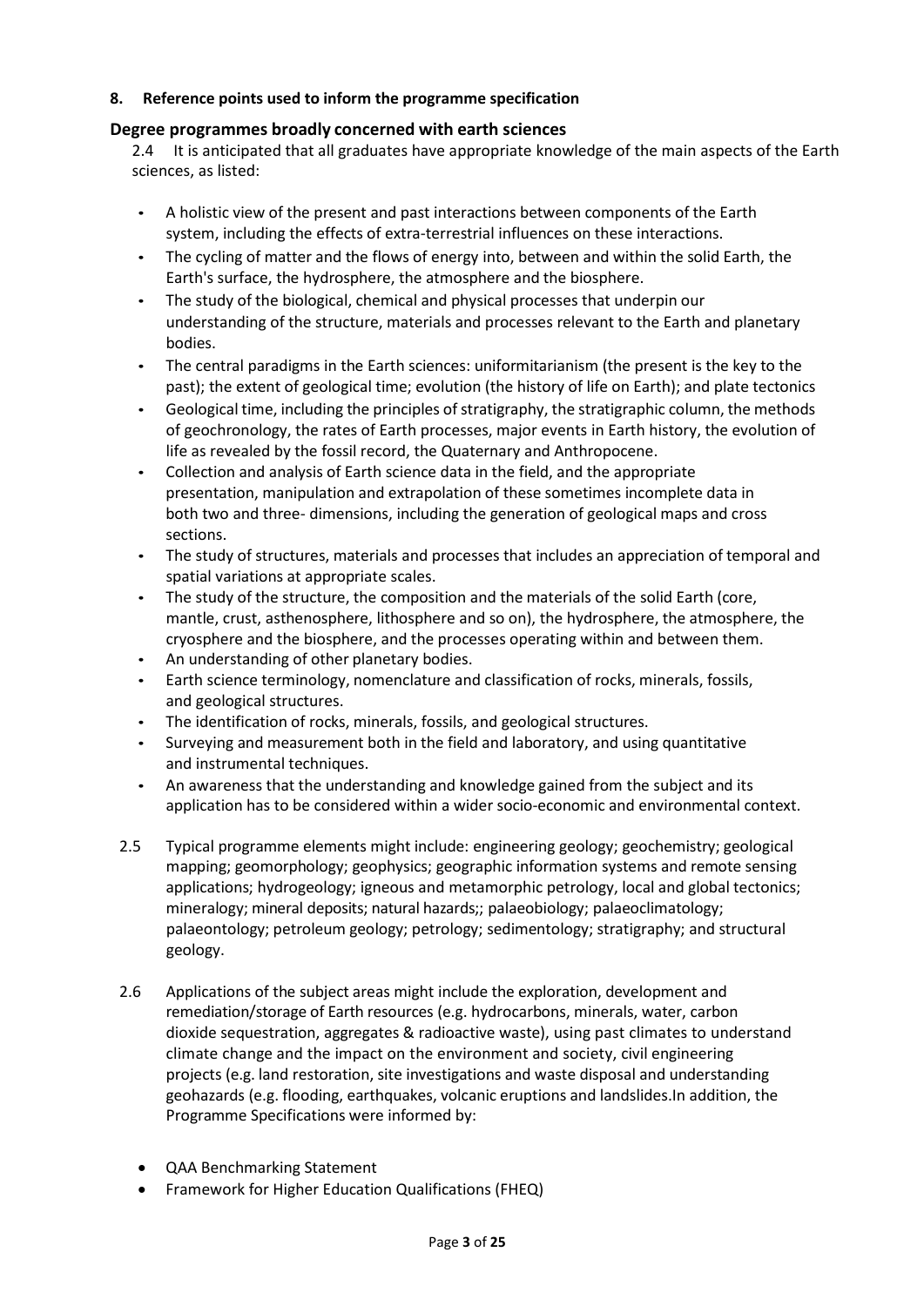**8. Reference points used to inform the programme specification**

## Degree programmes broadly concerned with earth sciences

2.4 It is anticipated that all graduates have appropriate knowledge of the main aspects of the Earth sciences, as listed:

- A holistic view of the present and past interactions between components of the Earth system, including the effects of extra-terrestrial influences on these interactions.
- The cycling of matter and the flows of energy into, between and within the solid Earth, the Earth's surface, the hydrosphere, the atmosphere and the biosphere.
- The study of the biological, chemical and physical processes that underpin our understanding of the structure, materials and processes relevant to the Earth and planetary bodies.
- The central paradigms in the Earth sciences: uniformitarianism (the present is the key to the past); the extent of geological time; evolution (the history of life on Earth); and plate tectonics
- Geological time, including the principles of stratigraphy, the stratigraphic column, the methods of geochronology, the rates of Earth processes, major events in Earth history, the evolution of life as revealed by the fossil record, the Quaternary and Anthropocene.
- Collection and analysis of Earth science data in the field, and the appropriate presentation, manipulation and extrapolation of these sometimes incomplete data in both two and three- dimensions, including the generation of geological maps and cross sections.
- The study of structures, materials and processes that includes an appreciation of temporal and spatial variations at appropriate scales.
- The study of the structure, the composition and the materials of the solid Earth (core, mantle, crust, asthenosphere, lithosphere and so on), the hydrosphere, the atmosphere, the cryosphere and the biosphere, and the processes operating within and between them.
- An understanding of other planetary bodies.
- Earth science terminology, nomenclature and classification of rocks, minerals, fossils, and geological structures.
- The identification of rocks, minerals, fossils, and geological structures.
- Surveying and measurement both in the field and laboratory, and using quantitative and instrumental techniques.
- An awareness that the understanding and knowledge gained from the subject and its application has to be considered within a wider socio-economic and environmental context.

2.5 Typical programme elements might include: engineering geology; geochemistry; geological mapping; geomorphology; geophysics; geographic information systems and remote sensing applications; hydrogeology; igneous and metamorphic petrology, local and global tectonics; mineralogy; mineral deposits; natural hazards;; palaeobiology; palaeoclimatology; palaeontology; petroleum geology; petrology; sedimentology; stratigraphy; and structural geology.

2.6 Applications of the subject areas might include the exploration, development and remediation/storage of Earth resources (e.g. hydrocarbons, minerals, water, carbon dioxide sequestration, aggregates & radioactive waste), using past climates to understand climate change and the impact on the environment and society, civil engineering projects (e.g. land restoration, site investigations and waste disposal and understanding geohazards (e.g. flooding, earthquakes, volcanic eruptions and landslides.In addition, the Programme Specifications were informed by:

- QAA Benchmarking Statement
- Framework for Higher Education Qualifications (FHEQ)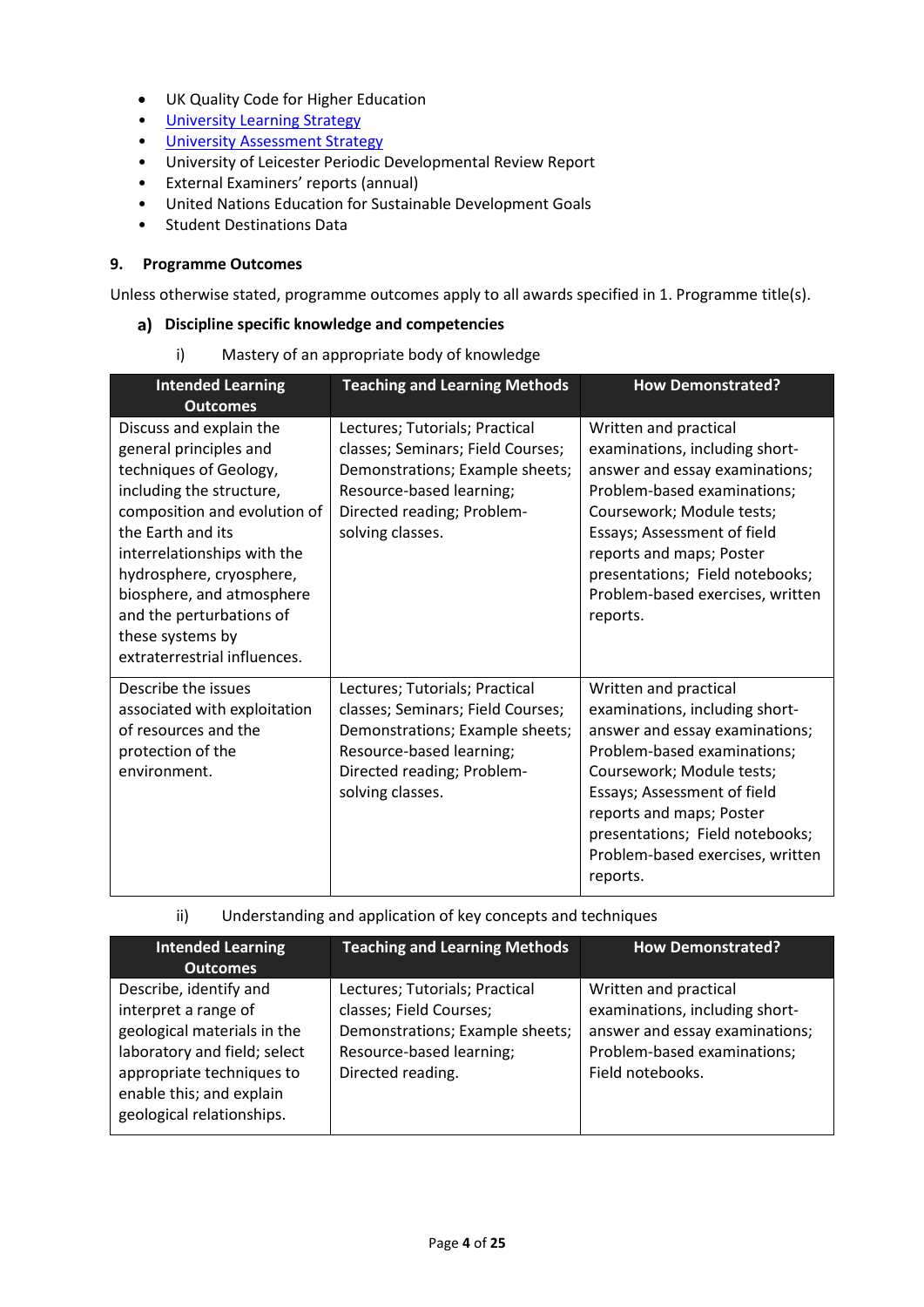- UK Quality Code for Higher Education
- University Learning Strategy
- University Assessment Strategy
- University of Leicester Periodic Developmental Review Report
- External Examiners' reports (annual)
- United Nations Education for Sustainable Development Goals
- Student Destinations Data

### 9. Programme Outcomes

Unless otherwise stated, programme outcomes apply to all awards specified in 1. Programme title(s).

#### a) Discipline specific knowledge and competencies

i) Mastery of an appropriate body of knowledge

| Intended Learning Outcomes | Teaching and Learning Methods | How Demonstrated? |
|---|---|---|
| Discuss and explain the general principles and techniques of Geology, including the structure, composition and evolution of the Earth and its interrelationships with the hydrosphere, cryosphere, biosphere, and atmosphere and the perturbations of these systems by extraterrestrial influences. | Lectures; Tutorials; Practical classes; Seminars; Field Courses; Demonstrations; Example sheets; Resource-based learning; Directed reading; Problem-solving classes. | Written and practical examinations, including short-answer and essay examinations; Problem-based examinations; Coursework; Module tests; Essays; Assessment of field reports and maps; Poster presentations; Field notebooks; Problem-based exercises, written reports. |
| Describe the issues associated with exploitation of resources and the protection of the environment. | Lectures; Tutorials; Practical classes; Seminars; Field Courses; Demonstrations; Example sheets; Resource-based learning; Directed reading; Problem-solving classes. | Written and practical examinations, including short-answer and essay examinations; Problem-based examinations; Coursework; Module tests; Essays; Assessment of field reports and maps; Poster presentations; Field notebooks; Problem-based exercises, written reports. |

ii) Understanding and application of key concepts and techniques

| Intended Learning Outcomes | Teaching and Learning Methods | How Demonstrated? |
|---|---|---|
| Describe, identify and interpret a range of geological materials in the laboratory and field; select appropriate techniques to enable this; and explain geological relationships. | Lectures; Tutorials; Practical classes; Field Courses; Demonstrations; Example sheets; Resource-based learning; Directed reading. | Written and practical examinations, including short-answer and essay examinations; Problem-based examinations; Field notebooks. |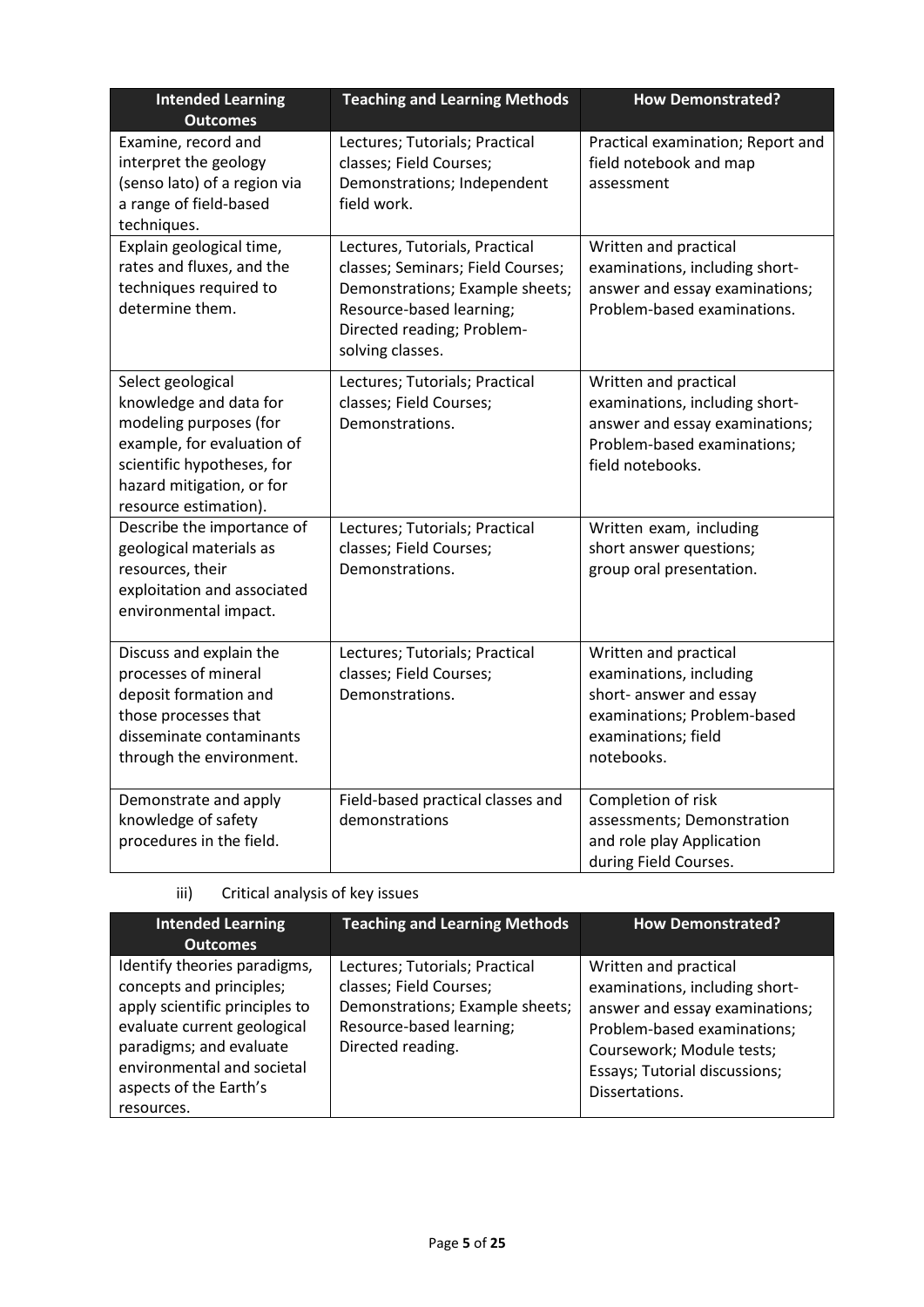| Intended Learning Outcomes | Teaching and Learning Methods | How Demonstrated? |
| --- | --- | --- |
| Examine, record and interpret the geology (senso lato) of a region via a range of field-based techniques. | Lectures; Tutorials; Practical classes; Field Courses; Demonstrations; Independent field work. | Practical examination; Report and field notebook and map assessment |
| Explain geological time, rates and fluxes, and the techniques required to determine them. | Lectures, Tutorials, Practical classes; Seminars; Field Courses; Demonstrations; Example sheets; Resource-based learning; Directed reading; Problem-solving classes. | Written and practical examinations, including short-answer and essay examinations; Problem-based examinations. |
| Select geological knowledge and data for modeling purposes (for example, for evaluation of scientific hypotheses, for hazard mitigation, or for resource estimation). | Lectures; Tutorials; Practical classes; Field Courses; Demonstrations. | Written and practical examinations, including short-answer and essay examinations; Problem-based examinations; field notebooks. |
| Describe the importance of geological materials as resources, their exploitation and associated environmental impact. | Lectures; Tutorials; Practical classes; Field Courses; Demonstrations. | Written exam, including short answer questions; group oral presentation. |
| Discuss and explain the processes of mineral deposit formation and those processes that disseminate contaminants through the environment. | Lectures; Tutorials; Practical classes; Field Courses; Demonstrations. | Written and practical examinations, including short- answer and essay examinations; Problem-based examinations; field notebooks. |
| Demonstrate and apply knowledge of safety procedures in the field. | Field-based practical classes and demonstrations | Completion of risk assessments; Demonstration and role play Application during Field Courses. |

iii) Critical analysis of key issues

| Intended Learning Outcomes | Teaching and Learning Methods | How Demonstrated? |
| --- | --- | --- |
| Identify theories paradigms, concepts and principles; apply scientific principles to evaluate current geological paradigms; and evaluate environmental and societal aspects of the Earth's resources. | Lectures; Tutorials; Practical classes; Field Courses; Demonstrations; Example sheets; Resource-based learning; Directed reading. | Written and practical examinations, including short-answer and essay examinations; Problem-based examinations; Coursework; Module tests; Essays; Tutorial discussions; Dissertations. |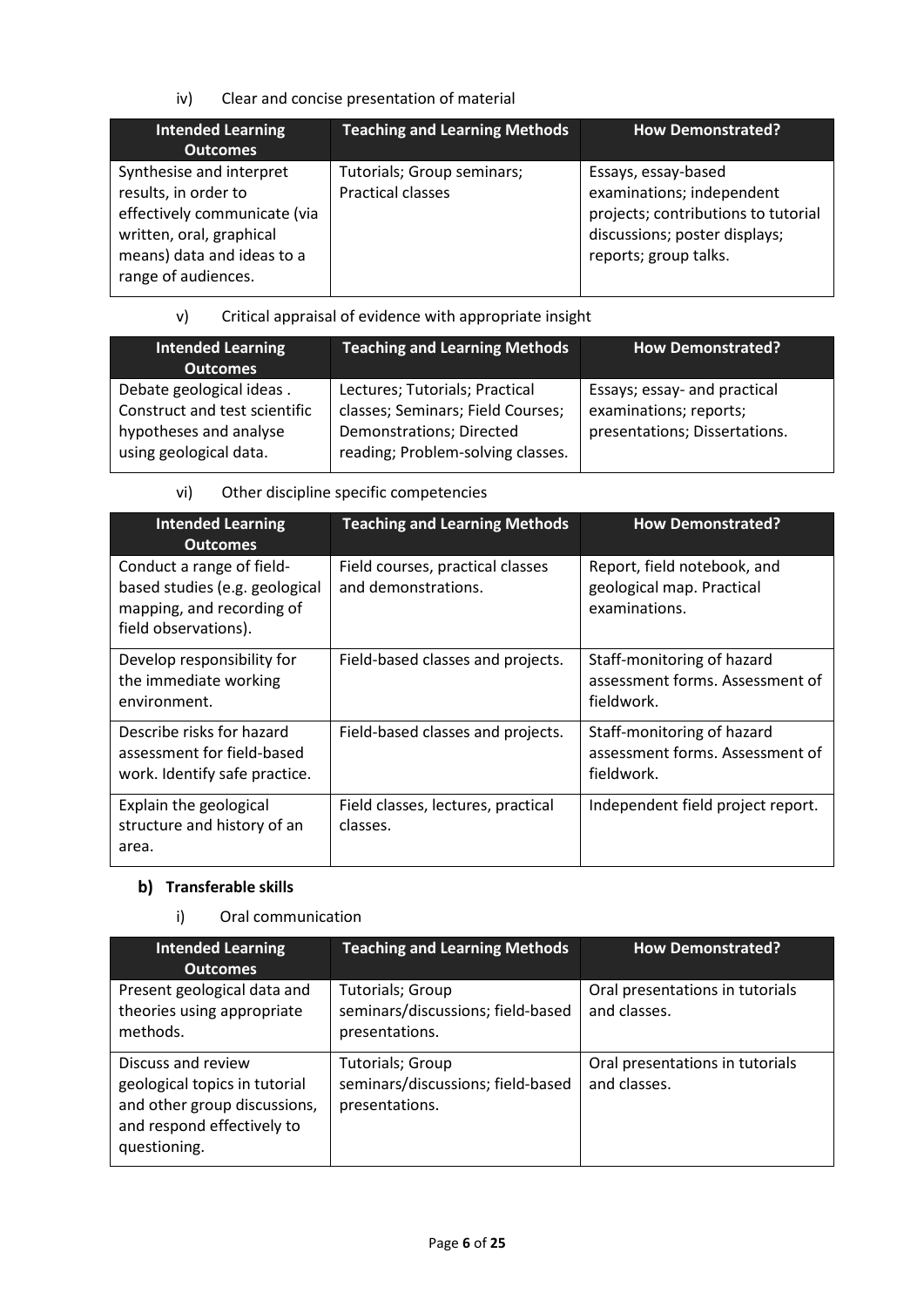iv) Clear and concise presentation of material

| Intended Learning Outcomes | Teaching and Learning Methods | How Demonstrated? |
|---|---|---|
| Synthesise and interpret results, in order to effectively communicate (via written, oral, graphical means) data and ideas to a range of audiences. | Tutorials; Group seminars; Practical classes | Essays, essay-based examinations; independent projects; contributions to tutorial discussions; poster displays; reports; group talks. |

v) Critical appraisal of evidence with appropriate insight

| Intended Learning Outcomes | Teaching and Learning Methods | How Demonstrated? |
|---|---|---|
| Debate geological ideas . Construct and test scientific hypotheses and analyse using geological data. | Lectures; Tutorials; Practical classes; Seminars; Field Courses; Demonstrations; Directed reading; Problem-solving classes. | Essays; essay- and practical examinations; reports; presentations; Dissertations. |

vi) Other discipline specific competencies

| Intended Learning Outcomes | Teaching and Learning Methods | How Demonstrated? |
|---|---|---|
| Conduct a range of field-based studies (e.g. geological mapping, and recording of field observations). | Field courses, practical classes and demonstrations. | Report, field notebook, and geological map. Practical examinations. |
| Develop responsibility for the immediate working environment. | Field-based classes and projects. | Staff-monitoring of hazard assessment forms. Assessment of fieldwork. |
| Describe risks for hazard assessment for field-based work. Identify safe practice. | Field-based classes and projects. | Staff-monitoring of hazard assessment forms. Assessment of fieldwork. |
| Explain the geological structure and history of an area. | Field classes, lectures, practical classes. | Independent field project report. |

### b) Transferable skills

i) Oral communication

| Intended Learning Outcomes | Teaching and Learning Methods | How Demonstrated? |
|---|---|---|
| Present geological data and theories using appropriate methods. | Tutorials; Group seminars/discussions; field-based presentations. | Oral presentations in tutorials and classes. |
| Discuss and review geological topics in tutorial and other group discussions, and respond effectively to questioning. | Tutorials; Group seminars/discussions; field-based presentations. | Oral presentations in tutorials and classes. |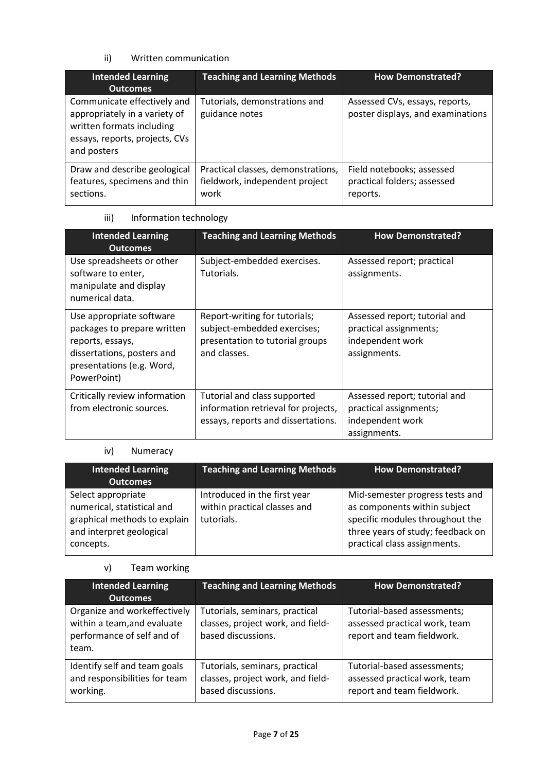ii) Written communication

| Intended Learning Outcomes | Teaching and Learning Methods | How Demonstrated? |
| --- | --- | --- |
| Communicate effectively and appropriately in a variety of written formats including essays, reports, projects, CVs and posters | Tutorials, demonstrations and guidance notes | Assessed CVs, essays, reports, poster displays, and examinations |
| Draw and describe geological features, specimens and thin sections. | Practical classes, demonstrations, fieldwork, independent project work | Field notebooks; assessed practical folders; assessed reports. |

iii) Information technology

| Intended Learning Outcomes | Teaching and Learning Methods | How Demonstrated? |
| --- | --- | --- |
| Use spreadsheets or other software to enter, manipulate and display numerical data. | Subject-embedded exercises. Tutorials. | Assessed report; practical assignments. |
| Use appropriate software packages to prepare written reports, essays, dissertations, posters and presentations (e.g. Word, PowerPoint) | Report-writing for tutorials; subject-embedded exercises; presentation to tutorial groups and classes. | Assessed report; tutorial and practical assignments; independent work assignments. |
| Critically review information from electronic sources. | Tutorial and class supported information retrieval for projects, essays, reports and dissertations. | Assessed report; tutorial and practical assignments; independent work assignments. |

iv) Numeracy

| Intended Learning Outcomes | Teaching and Learning Methods | How Demonstrated? |
| --- | --- | --- |
| Select appropriate numerical, statistical and graphical methods to explain and interpret geological concepts. | Introduced in the first year within practical classes and tutorials. | Mid-semester progress tests and as components within subject specific modules throughout the three years of study; feedback on practical class assignments. |

v) Team working

| Intended Learning Outcomes | Teaching and Learning Methods | How Demonstrated? |
| --- | --- | --- |
| Organize and workeffectively within a team,and evaluate performance of self and of team. | Tutorials, seminars, practical classes, project work, and field-based discussions. | Tutorial-based assessments; assessed practical work, team report and team fieldwork. |
| Identify self and team goals and responsibilities for team working. | Tutorials, seminars, practical classes, project work, and field-based discussions. | Tutorial-based assessments; assessed practical work, team report and team fieldwork. |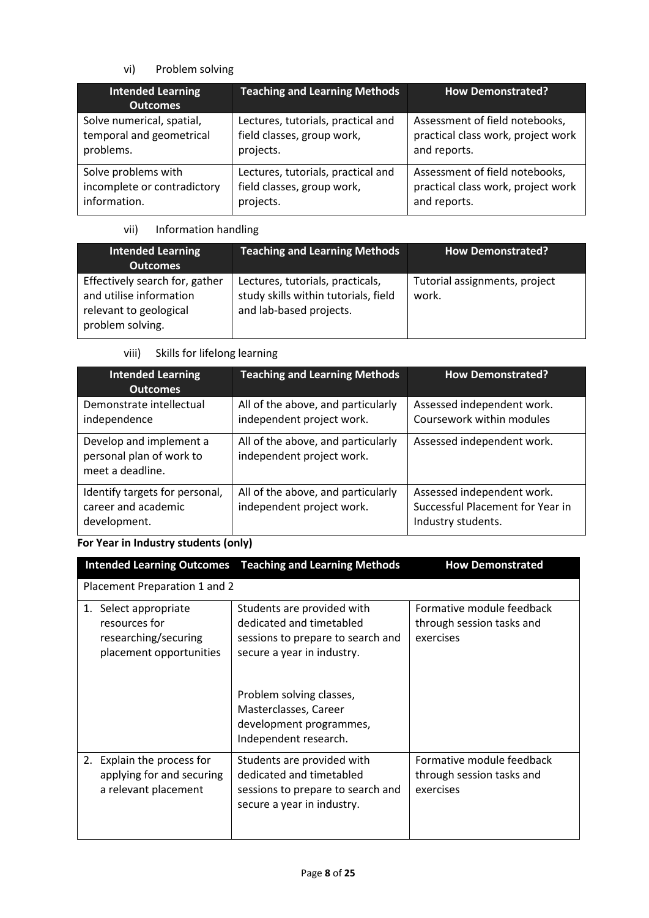vi) Problem solving

| Intended Learning Outcomes | Teaching and Learning Methods | How Demonstrated? |
| --- | --- | --- |
| Solve numerical, spatial, temporal and geometrical problems. | Lectures, tutorials, practical and field classes, group work, projects. | Assessment of field notebooks, practical class work, project work and reports. |
| Solve problems with incomplete or contradictory information. | Lectures, tutorials, practical and field classes, group work, projects. | Assessment of field notebooks, practical class work, project work and reports. |

vii) Information handling

| Intended Learning Outcomes | Teaching and Learning Methods | How Demonstrated? |
| --- | --- | --- |
| Effectively search for, gather and utilise information relevant to geological problem solving. | Lectures, tutorials, practicals, study skills within tutorials, field and lab-based projects. | Tutorial assignments, project work. |

viii) Skills for lifelong learning

| Intended Learning Outcomes | Teaching and Learning Methods | How Demonstrated? |
| --- | --- | --- |
| Demonstrate intellectual independence | All of the above, and particularly independent project work. | Assessed independent work. Coursework within modules |
| Develop and implement a personal plan of work to meet a deadline. | All of the above, and particularly independent project work. | Assessed independent work. |
| Identify targets for personal, career and academic development. | All of the above, and particularly independent project work. | Assessed independent work. Successful Placement for Year in Industry students. |

**For Year in Industry students (only)**

| Intended Learning Outcomes | Teaching and Learning Methods | How Demonstrated |
| --- | --- | --- |
| Placement Preparation 1 and 2 | | |
| 1. Select appropriate resources for researching/securing placement opportunities | Students are provided with dedicated and timetabled sessions to prepare to search and secure a year in industry.<br><br>Problem solving classes, Masterclasses, Career development programmes, Independent research. | Formative module feedback through session tasks and exercises |
| 2. Explain the process for applying for and securing a relevant placement | Students are provided with dedicated and timetabled sessions to prepare to search and secure a year in industry. | Formative module feedback through session tasks and exercises |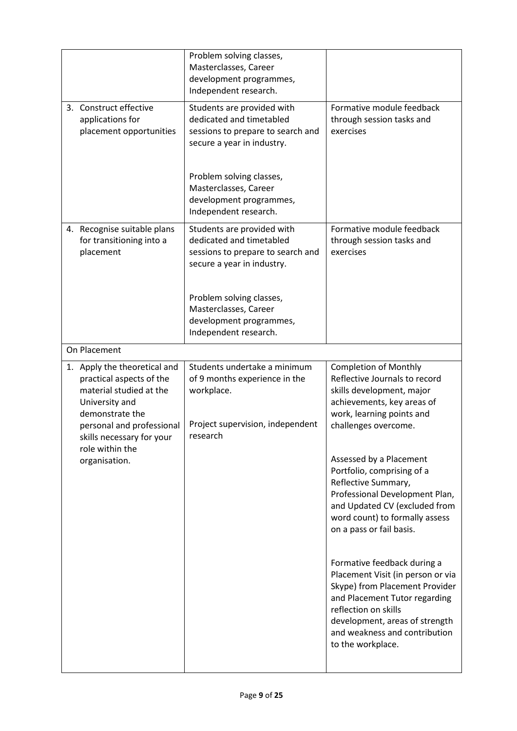| | | |
|---|---|---|
| | Problem solving classes, Masterclasses, Career development programmes, Independent research. | |
| 3. Construct effective applications for placement opportunities | Students are provided with dedicated and timetabled sessions to prepare to search and secure a year in industry.<br><br>Problem solving classes, Masterclasses, Career development programmes, Independent research. | Formative module feedback through session tasks and exercises |
| 4. Recognise suitable plans for transitioning into a placement | Students are provided with dedicated and timetabled sessions to prepare to search and secure a year in industry.<br><br>Problem solving classes, Masterclasses, Career development programmes, Independent research. | Formative module feedback through session tasks and exercises |
| On Placement | | |
| 1. Apply the theoretical and practical aspects of the material studied at the University and demonstrate the personal and professional skills necessary for your role within the organisation. | Students undertake a minimum of 9 months experience in the workplace.<br><br>Project supervision, independent research | Completion of Monthly Reflective Journals to record skills development, major achievements, key areas of work, learning points and challenges overcome.<br><br>Assessed by a Placement Portfolio, comprising of a Reflective Summary, Professional Development Plan, and Updated CV (excluded from word count) to formally assess on a pass or fail basis.<br><br>Formative feedback during a Placement Visit (in person or via Skype) from Placement Provider and Placement Tutor regarding reflection on skills development, areas of strength and weakness and contribution to the workplace. |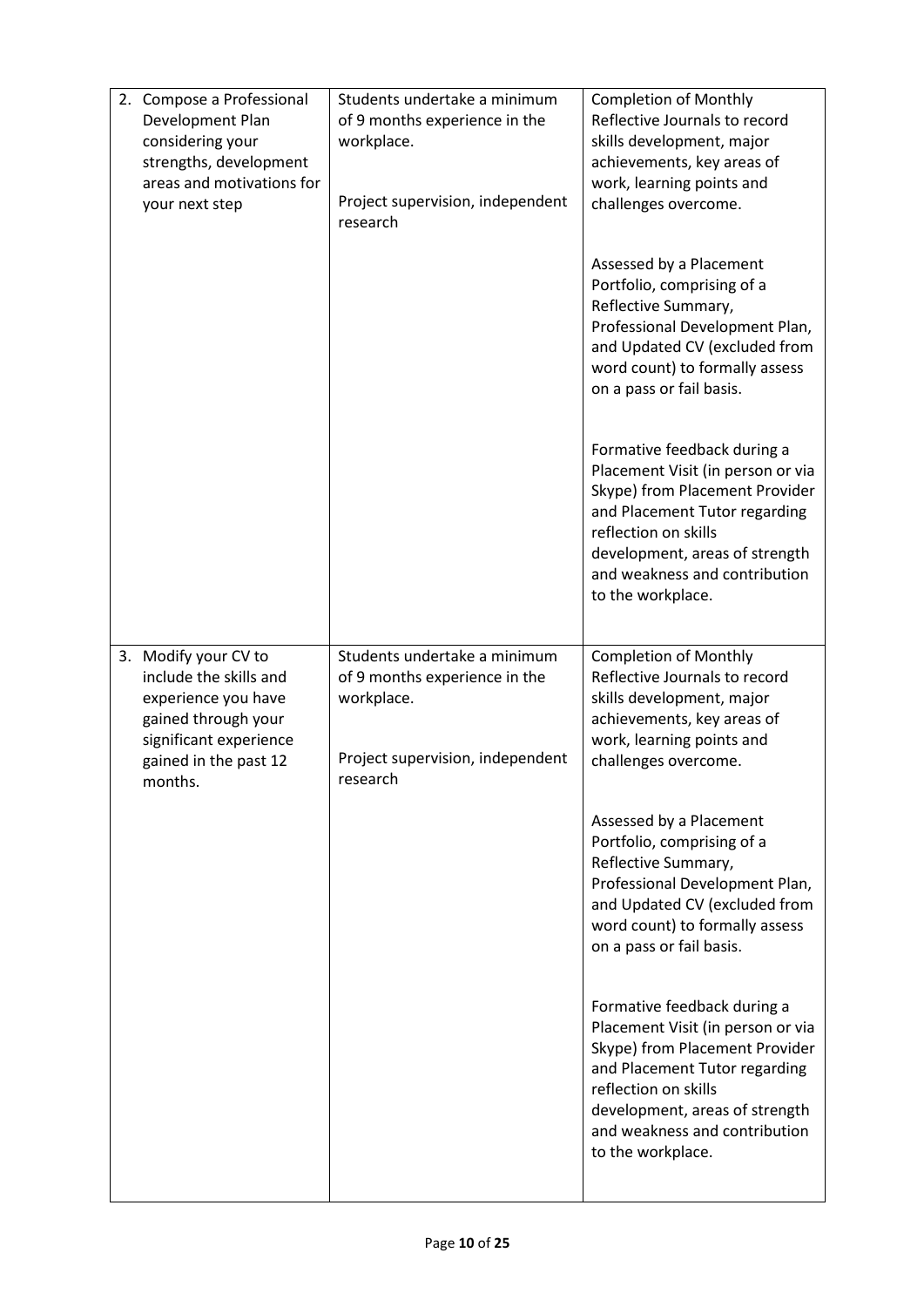| | | |
|---|---|---|
| 2. Compose a Professional Development Plan considering your strengths, development areas and motivations for your next step | Students undertake a minimum of 9 months experience in the workplace.<br><br>Project supervision, independent research | Completion of Monthly Reflective Journals to record skills development, major achievements, key areas of work, learning points and challenges overcome.<br><br>Assessed by a Placement Portfolio, comprising of a Reflective Summary, Professional Development Plan, and Updated CV (excluded from word count) to formally assess on a pass or fail basis.<br><br>Formative feedback during a Placement Visit (in person or via Skype) from Placement Provider and Placement Tutor regarding reflection on skills development, areas of strength and weakness and contribution to the workplace. |
| 3. Modify your CV to include the skills and experience you have gained through your significant experience gained in the past 12 months. | Students undertake a minimum of 9 months experience in the workplace.<br><br>Project supervision, independent research | Completion of Monthly Reflective Journals to record skills development, major achievements, key areas of work, learning points and challenges overcome.<br><br>Assessed by a Placement Portfolio, comprising of a Reflective Summary, Professional Development Plan, and Updated CV (excluded from word count) to formally assess on a pass or fail basis.<br><br>Formative feedback during a Placement Visit (in person or via Skype) from Placement Provider and Placement Tutor regarding reflection on skills development, areas of strength and weakness and contribution to the workplace. |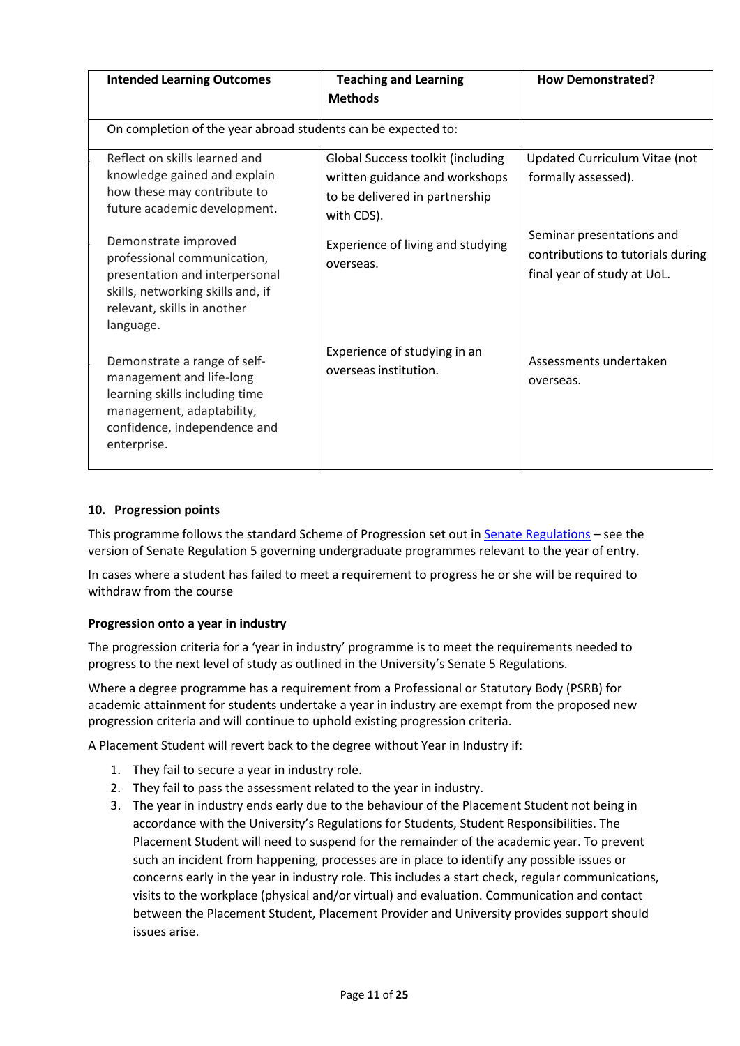| Intended Learning Outcomes | Teaching and Learning Methods | How Demonstrated? |
|---|---|---|
| On completion of the year abroad students can be expected to: | | |
| Reflect on skills learned and knowledge gained and explain how these may contribute to future academic development. | Global Success toolkit (including written guidance and workshops to be delivered in partnership with CDS). | Updated Curriculum Vitae (not formally assessed). |
| Demonstrate improved professional communication, presentation and interpersonal skills, networking skills and, if relevant, skills in another language. | Experience of living and studying overseas. | Seminar presentations and contributions to tutorials during final year of study at UoL. |
| Demonstrate a range of self-management and life-long learning skills including time management, adaptability, confidence, independence and enterprise. | Experience of studying in an overseas institution. | Assessments undertaken overseas. |

### 10. Progression points

This programme follows the standard Scheme of Progression set out in Senate Regulations – see the version of Senate Regulation 5 governing undergraduate programmes relevant to the year of entry.

In cases where a student has failed to meet a requirement to progress he or she will be required to withdraw from the course

**Progression onto a year in industry**

The progression criteria for a 'year in industry' programme is to meet the requirements needed to progress to the next level of study as outlined in the University's Senate 5 Regulations.

Where a degree programme has a requirement from a Professional or Statutory Body (PSRB) for academic attainment for students undertake a year in industry are exempt from the proposed new progression criteria and will continue to uphold existing progression criteria.

A Placement Student will revert back to the degree without Year in Industry if:

1. They fail to secure a year in industry role.
2. They fail to pass the assessment related to the year in industry.
3. The year in industry ends early due to the behaviour of the Placement Student not being in accordance with the University's Regulations for Students, Student Responsibilities. The Placement Student will need to suspend for the remainder of the academic year. To prevent such an incident from happening, processes are in place to identify any possible issues or concerns early in the year in industry role. This includes a start check, regular communications, visits to the workplace (physical and/or virtual) and evaluation. Communication and contact between the Placement Student, Placement Provider and University provides support should issues arise.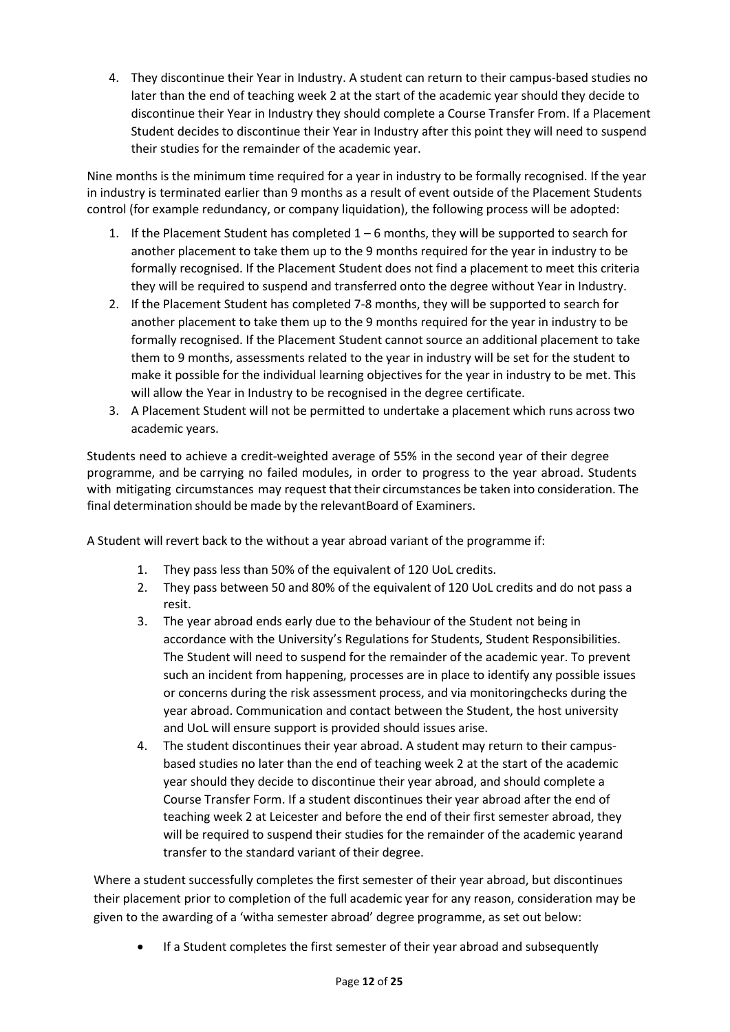4. They discontinue their Year in Industry. A student can return to their campus-based studies no later than the end of teaching week 2 at the start of the academic year should they decide to discontinue their Year in Industry they should complete a Course Transfer From. If a Placement Student decides to discontinue their Year in Industry after this point they will need to suspend their studies for the remainder of the academic year.

Nine months is the minimum time required for a year in industry to be formally recognised. If the year in industry is terminated earlier than 9 months as a result of event outside of the Placement Students control (for example redundancy, or company liquidation), the following process will be adopted:

1. If the Placement Student has completed 1 – 6 months, they will be supported to search for another placement to take them up to the 9 months required for the year in industry to be formally recognised. If the Placement Student does not find a placement to meet this criteria they will be required to suspend and transferred onto the degree without Year in Industry.
2. If the Placement Student has completed 7-8 months, they will be supported to search for another placement to take them up to the 9 months required for the year in industry to be formally recognised. If the Placement Student cannot source an additional placement to take them to 9 months, assessments related to the year in industry will be set for the student to make it possible for the individual learning objectives for the year in industry to be met. This will allow the Year in Industry to be recognised in the degree certificate.
3. A Placement Student will not be permitted to undertake a placement which runs across two academic years.

Students need to achieve a credit-weighted average of 55% in the second year of their degree programme, and be carrying no failed modules, in order to progress to the year abroad. Students with mitigating circumstances may request that their circumstances be taken into consideration. The final determination should be made by the relevantBoard of Examiners.

A Student will revert back to the without a year abroad variant of the programme if:

1. They pass less than 50% of the equivalent of 120 UoL credits.
2. They pass between 50 and 80% of the equivalent of 120 UoL credits and do not pass a resit.
3. The year abroad ends early due to the behaviour of the Student not being in accordance with the University's Regulations for Students, Student Responsibilities. The Student will need to suspend for the remainder of the academic year. To prevent such an incident from happening, processes are in place to identify any possible issues or concerns during the risk assessment process, and via monitoringchecks during the year abroad. Communication and contact between the Student, the host university and UoL will ensure support is provided should issues arise.
4. The student discontinues their year abroad. A student may return to their campus-based studies no later than the end of teaching week 2 at the start of the academic year should they decide to discontinue their year abroad, and should complete a Course Transfer Form. If a student discontinues their year abroad after the end of teaching week 2 at Leicester and before the end of their first semester abroad, they will be required to suspend their studies for the remainder of the academic yearand transfer to the standard variant of their degree.

Where a student successfully completes the first semester of their year abroad, but discontinues their placement prior to completion of the full academic year for any reason, consideration may be given to the awarding of a 'witha semester abroad' degree programme, as set out below:

- If a Student completes the first semester of their year abroad and subsequently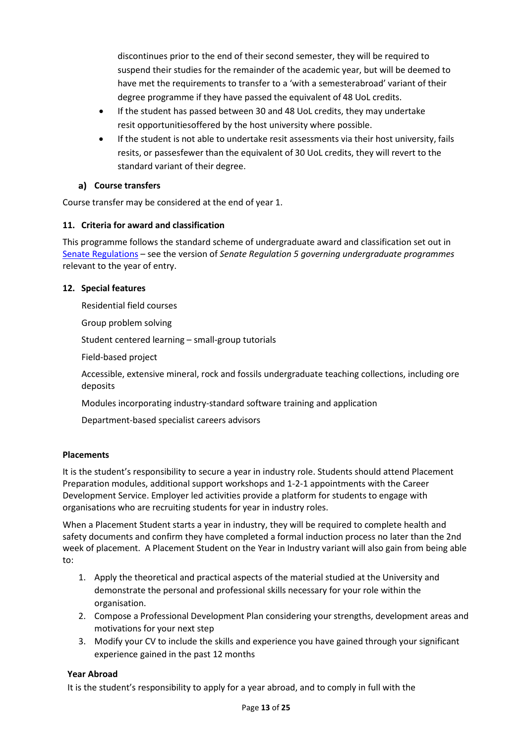discontinues prior to the end of their second semester, they will be required to suspend their studies for the remainder of the academic year, but will be deemed to have met the requirements to transfer to a 'with a semesterabroad' variant of their degree programme if they have passed the equivalent of 48 UoL credits.

- If the student has passed between 30 and 48 UoL credits, they may undertake resit opportunitiesoffered by the host university where possible.
- If the student is not able to undertake resit assessments via their host university, fails resits, or passesfewer than the equivalent of 30 UoL credits, they will revert to the standard variant of their degree.

**a) Course transfers**

Course transfer may be considered at the end of year 1.

**11. Criteria for award and classification**

This programme follows the standard scheme of undergraduate award and classification set out in [Senate Regulations](Senate Regulations) – see the version of *Senate Regulation 5 governing undergraduate programmes* relevant to the year of entry.

**12. Special features**

Residential field courses

Group problem solving

Student centered learning – small-group tutorials

Field-based project

Accessible, extensive mineral, rock and fossils undergraduate teaching collections, including ore deposits

Modules incorporating industry-standard software training and application

Department-based specialist careers advisors

**Placements**

It is the student's responsibility to secure a year in industry role. Students should attend Placement Preparation modules, additional support workshops and 1-2-1 appointments with the Career Development Service. Employer led activities provide a platform for students to engage with organisations who are recruiting students for year in industry roles.

When a Placement Student starts a year in industry, they will be required to complete health and safety documents and confirm they have completed a formal induction process no later than the 2nd week of placement. A Placement Student on the Year in Industry variant will also gain from being able to:

1. Apply the theoretical and practical aspects of the material studied at the University and demonstrate the personal and professional skills necessary for your role within the organisation.
2. Compose a Professional Development Plan considering your strengths, development areas and motivations for your next step
3. Modify your CV to include the skills and experience you have gained through your significant experience gained in the past 12 months

**Year Abroad**

It is the student's responsibility to apply for a year abroad, and to comply in full with the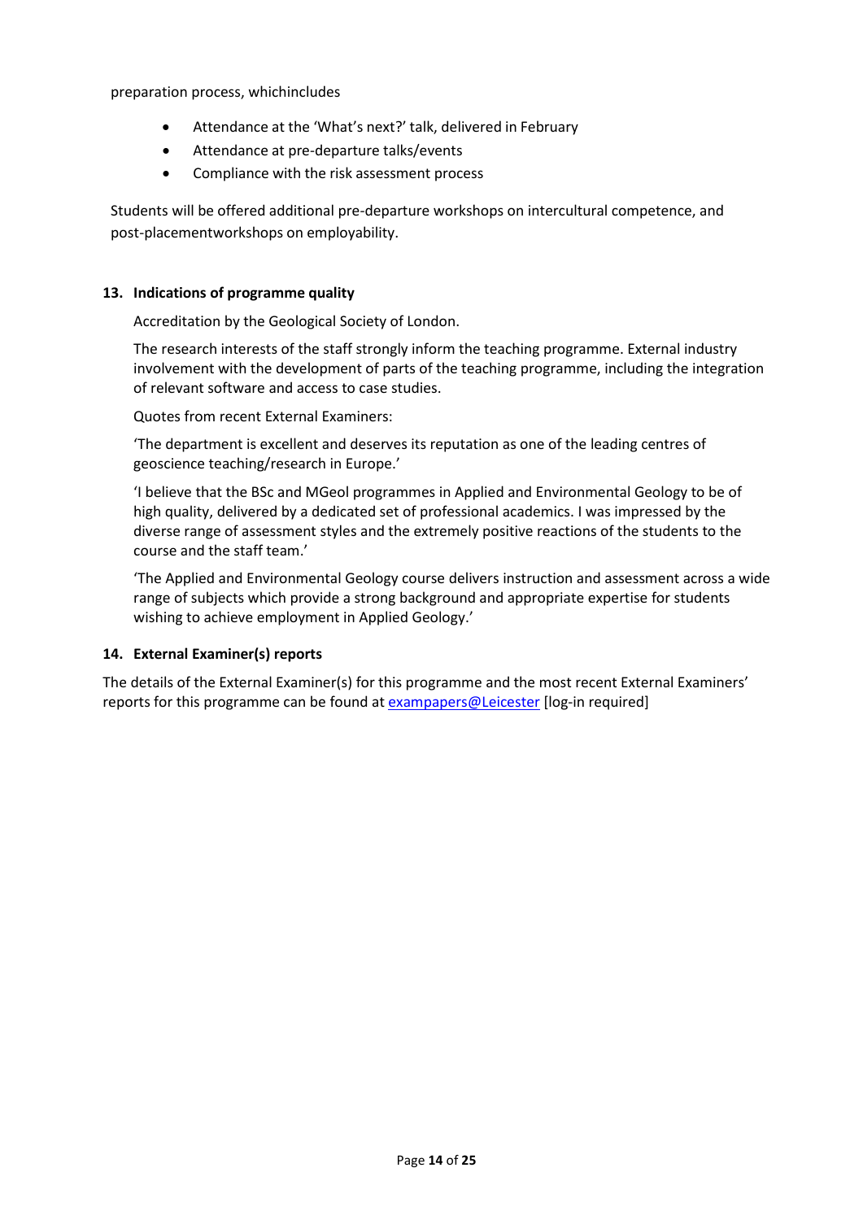preparation process, whichincludes

- Attendance at the 'What's next?' talk, delivered in February
- Attendance at pre-departure talks/events
- Compliance with the risk assessment process

Students will be offered additional pre-departure workshops on intercultural competence, and post-placementworkshops on employability.

**13. Indications of programme quality**

Accreditation by the Geological Society of London.

The research interests of the staff strongly inform the teaching programme. External industry involvement with the development of parts of the teaching programme, including the integration of relevant software and access to case studies.

Quotes from recent External Examiners:

'The department is excellent and deserves its reputation as one of the leading centres of geoscience teaching/research in Europe.'

'I believe that the BSc and MGeol programmes in Applied and Environmental Geology to be of high quality, delivered by a dedicated set of professional academics. I was impressed by the diverse range of assessment styles and the extremely positive reactions of the students to the course and the staff team.'

'The Applied and Environmental Geology course delivers instruction and assessment across a wide range of subjects which provide a strong background and appropriate expertise for students wishing to achieve employment in Applied Geology.'

**14. External Examiner(s) reports**

The details of the External Examiner(s) for this programme and the most recent External Examiners' reports for this programme can be found at exampapers@Leicester [log-in required]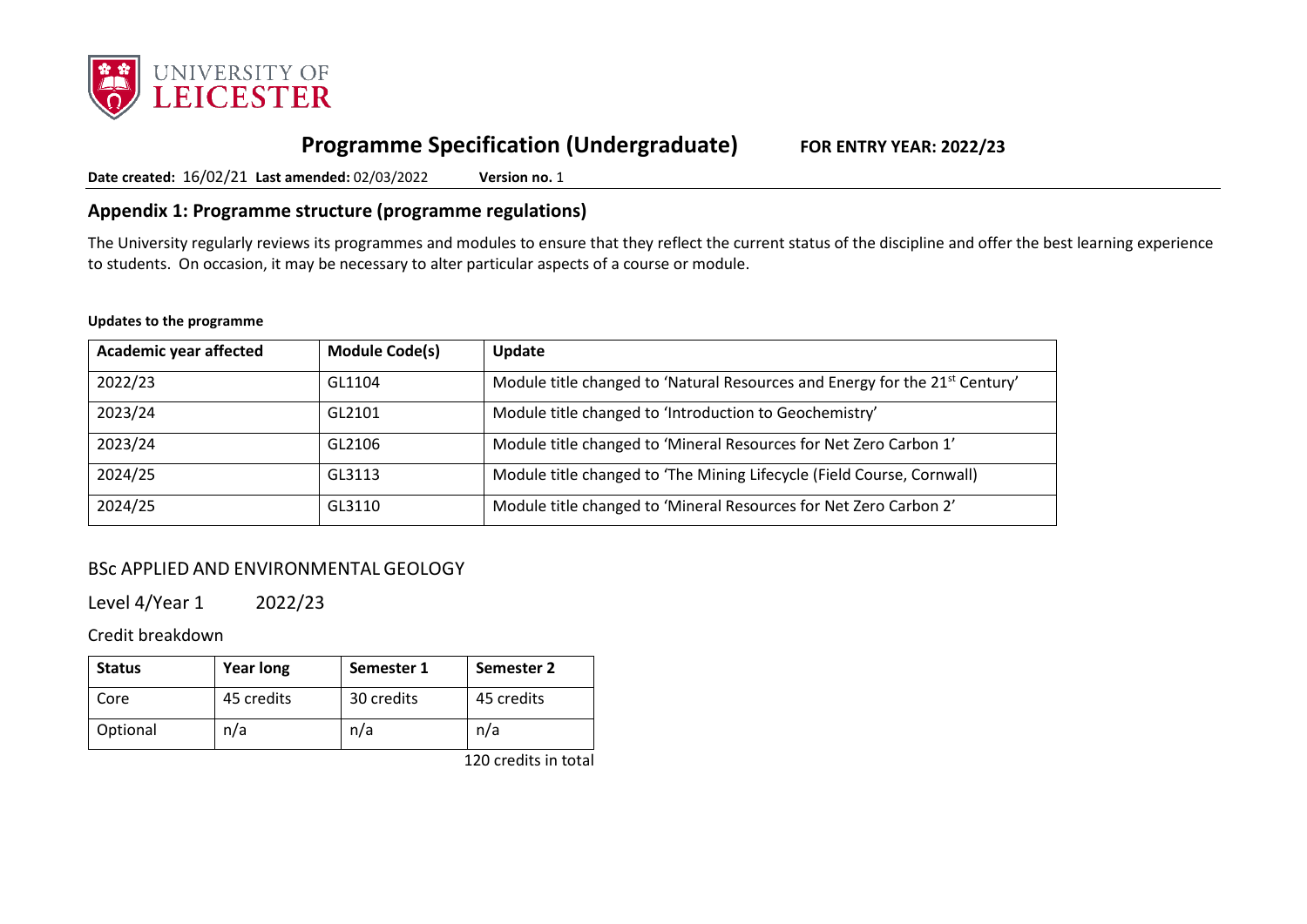# Programme Specification (Undergraduate) FOR ENTRY YEAR: 2022/23

**Date created:** 16/02/21 **Last amended:** 02/03/2022 **Version no.** 1

## Appendix 1: Programme structure (programme regulations)

The University regularly reviews its programmes and modules to ensure that they reflect the current status of the discipline and offer the best learning experience to students. On occasion, it may be necessary to alter particular aspects of a course or module.

**Updates to the programme**

| Academic year affected | Module Code(s) | Update |
|---|---|---|
| 2022/23 | GL1104 | Module title changed to 'Natural Resources and Energy for the 21st Century' |
| 2023/24 | GL2101 | Module title changed to 'Introduction to Geochemistry' |
| 2023/24 | GL2106 | Module title changed to 'Mineral Resources for Net Zero Carbon 1' |
| 2024/25 | GL3113 | Module title changed to 'The Mining Lifecycle (Field Course, Cornwall) |
| 2024/25 | GL3110 | Module title changed to 'Mineral Resources for Net Zero Carbon 2' |

### BSc APPLIED AND ENVIRONMENTAL GEOLOGY

Level 4/Year 1 2022/23

Credit breakdown

| Status | Year long | Semester 1 | Semester 2 |
|---|---|---|---|
| Core | 45 credits | 30 credits | 45 credits |
| Optional | n/a | n/a | n/a |

120 credits in total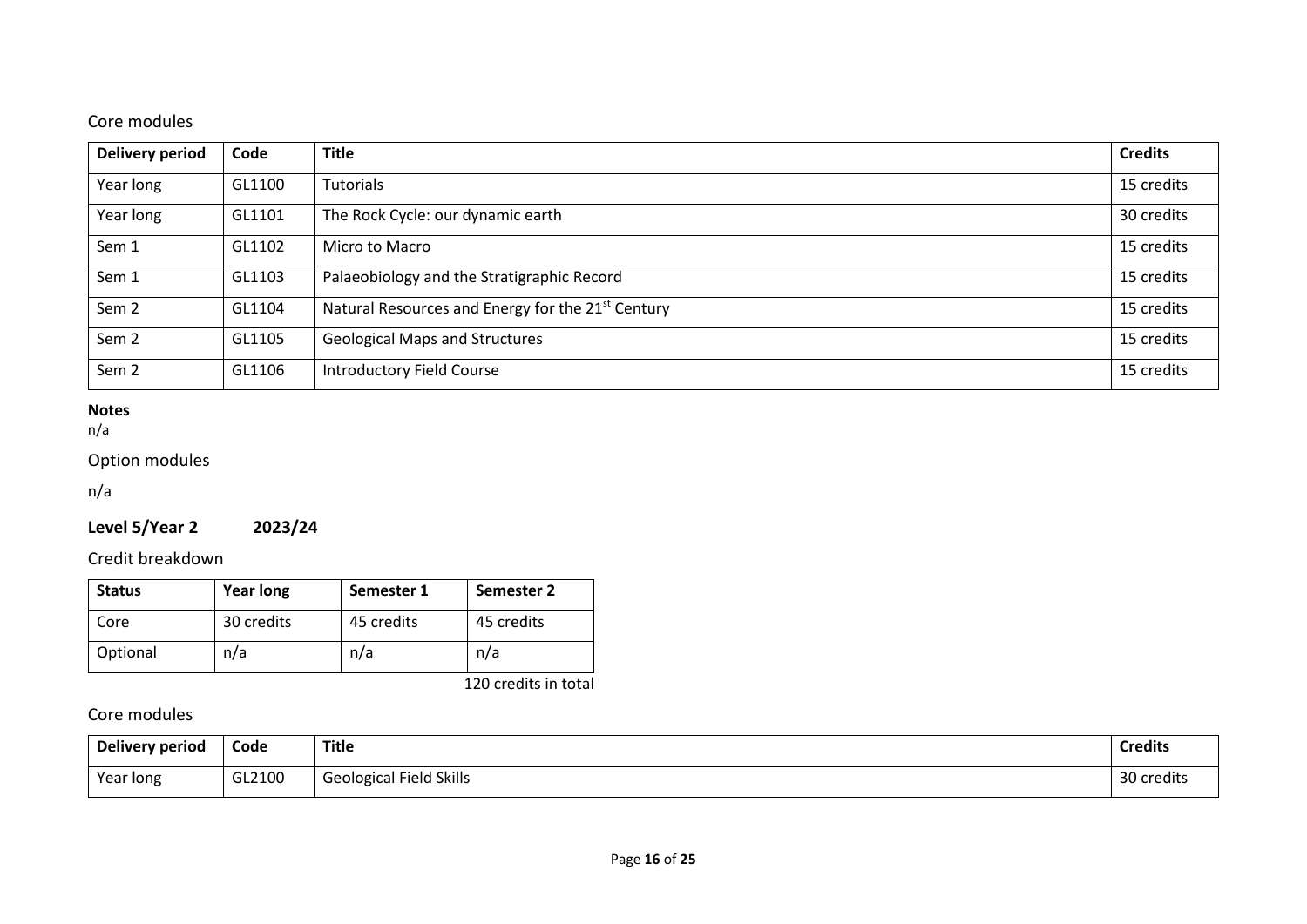### Core modules

| Delivery period | Code | Title | Credits |
|---|---|---|---|
| Year long | GL1100 | Tutorials | 15 credits |
| Year long | GL1101 | The Rock Cycle: our dynamic earth | 30 credits |
| Sem 1 | GL1102 | Micro to Macro | 15 credits |
| Sem 1 | GL1103 | Palaeobiology and the Stratigraphic Record | 15 credits |
| Sem 2 | GL1104 | Natural Resources and Energy for the 21st Century | 15 credits |
| Sem 2 | GL1105 | Geological Maps and Structures | 15 credits |
| Sem 2 | GL1106 | Introductory Field Course | 15 credits |

**Notes**

n/a

### Option modules

n/a

## Level 5/Year 2 2023/24

### Credit breakdown

| Status | Year long | Semester 1 | Semester 2 |
|---|---|---|---|
| Core | 30 credits | 45 credits | 45 credits |
| Optional | n/a | n/a | n/a |

120 credits in total

### Core modules

| Delivery period | Code | Title | Credits |
|---|---|---|---|
| Year long | GL2100 | Geological Field Skills | 30 credits |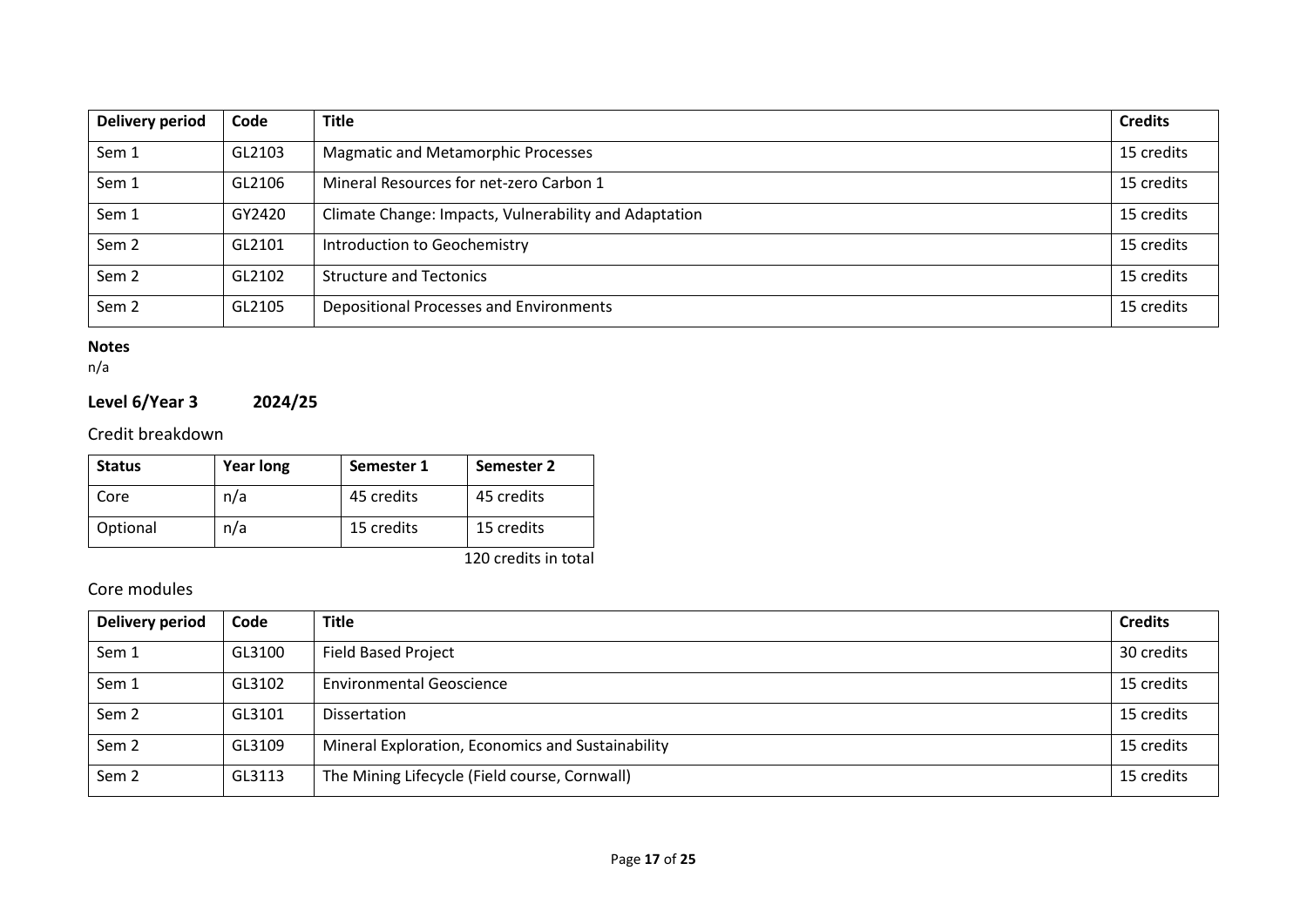| Delivery period | Code | Title | Credits |
|---|---|---|---|
| Sem 1 | GL2103 | Magmatic and Metamorphic Processes | 15 credits |
| Sem 1 | GL2106 | Mineral Resources for net-zero Carbon 1 | 15 credits |
| Sem 1 | GY2420 | Climate Change: Impacts, Vulnerability and Adaptation | 15 credits |
| Sem 2 | GL2101 | Introduction to Geochemistry | 15 credits |
| Sem 2 | GL2102 | Structure and Tectonics | 15 credits |
| Sem 2 | GL2105 | Depositional Processes and Environments | 15 credits |

**Notes**
n/a

## Level 6/Year 3 2024/25

### Credit breakdown

| Status | Year long | Semester 1 | Semester 2 |
|---|---|---|---|
| Core | n/a | 45 credits | 45 credits |
| Optional | n/a | 15 credits | 15 credits |

120 credits in total

### Core modules

| Delivery period | Code | Title | Credits |
|---|---|---|---|
| Sem 1 | GL3100 | Field Based Project | 30 credits |
| Sem 1 | GL3102 | Environmental Geoscience | 15 credits |
| Sem 2 | GL3101 | Dissertation | 15 credits |
| Sem 2 | GL3109 | Mineral Exploration, Economics and Sustainability | 15 credits |
| Sem 2 | GL3113 | The Mining Lifecycle (Field course, Cornwall) | 15 credits |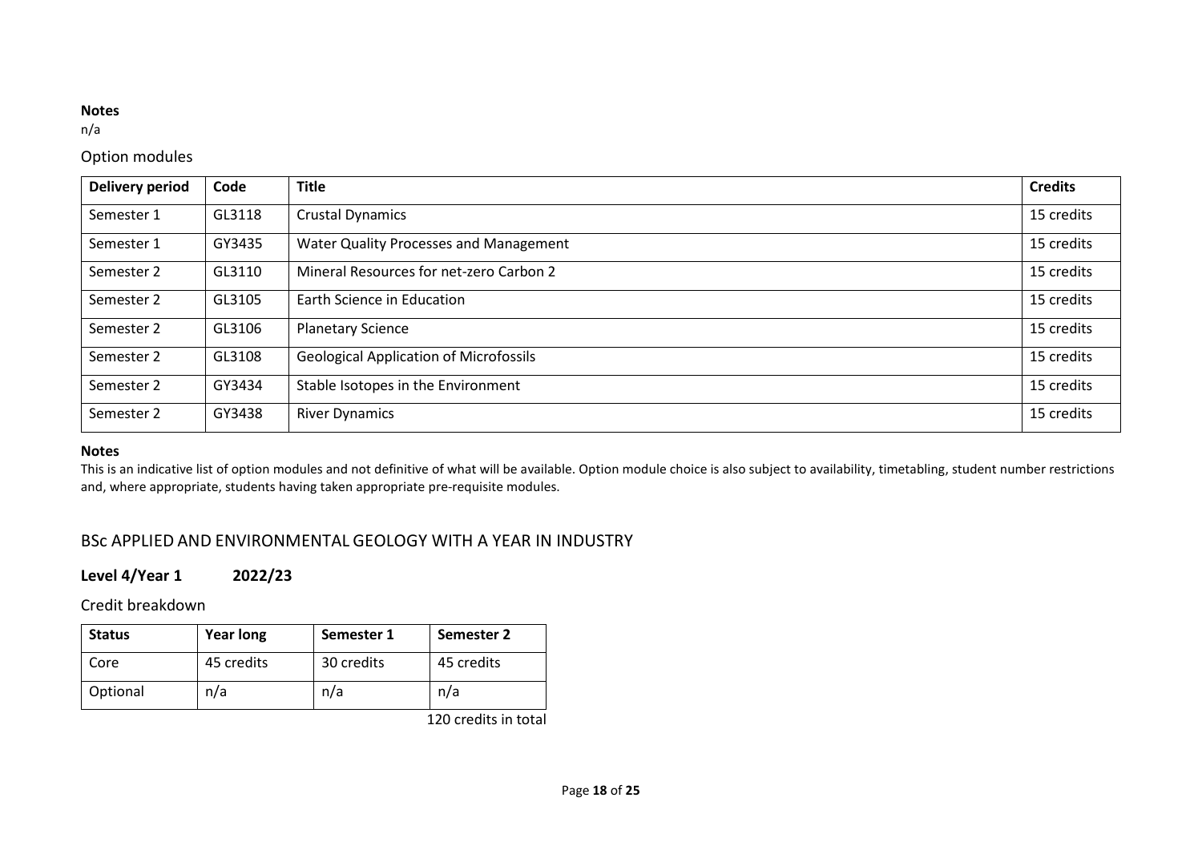**Notes**

n/a

Option modules

| Delivery period | Code | Title | Credits |
|---|---|---|---|
| Semester 1 | GL3118 | Crustal Dynamics | 15 credits |
| Semester 1 | GY3435 | Water Quality Processes and Management | 15 credits |
| Semester 2 | GL3110 | Mineral Resources for net-zero Carbon 2 | 15 credits |
| Semester 2 | GL3105 | Earth Science in Education | 15 credits |
| Semester 2 | GL3106 | Planetary Science | 15 credits |
| Semester 2 | GL3108 | Geological Application of Microfossils | 15 credits |
| Semester 2 | GY3434 | Stable Isotopes in the Environment | 15 credits |
| Semester 2 | GY3438 | River Dynamics | 15 credits |

**Notes**

This is an indicative list of option modules and not definitive of what will be available. Option module choice is also subject to availability, timetabling, student number restrictions and, where appropriate, students having taken appropriate pre-requisite modules.

## BSc APPLIED AND ENVIRONMENTAL GEOLOGY WITH A YEAR IN INDUSTRY

### Level 4/Year 1 2022/23

Credit breakdown

| Status | Year long | Semester 1 | Semester 2 |
|---|---|---|---|
| Core | 45 credits | 30 credits | 45 credits |
| Optional | n/a | n/a | n/a |

120 credits in total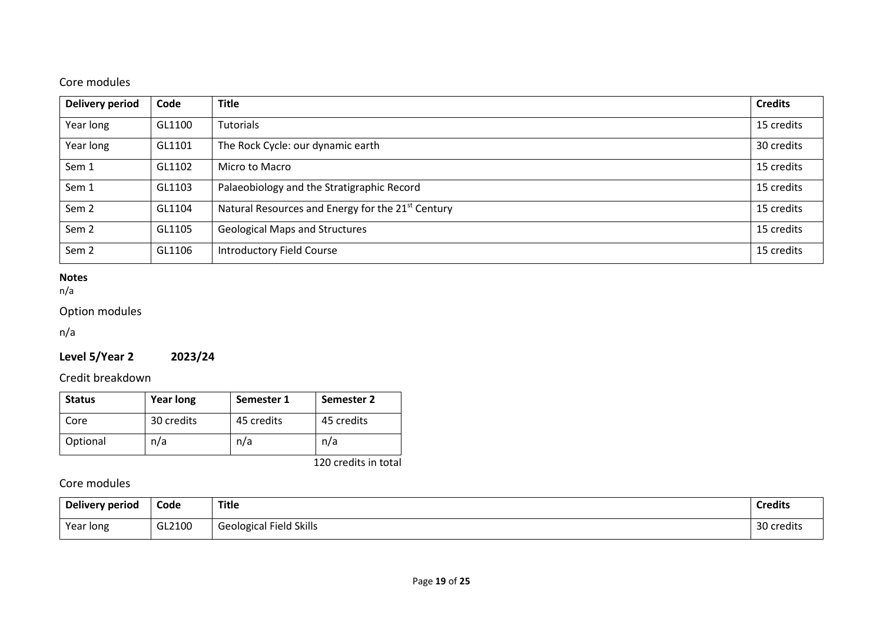### Core modules

| Delivery period | Code | Title | Credits |
|---|---|---|---|
| Year long | GL1100 | Tutorials | 15 credits |
| Year long | GL1101 | The Rock Cycle: our dynamic earth | 30 credits |
| Sem 1 | GL1102 | Micro to Macro | 15 credits |
| Sem 1 | GL1103 | Palaeobiology and the Stratigraphic Record | 15 credits |
| Sem 2 | GL1104 | Natural Resources and Energy for the 21st Century | 15 credits |
| Sem 2 | GL1105 | Geological Maps and Structures | 15 credits |
| Sem 2 | GL1106 | Introductory Field Course | 15 credits |

**Notes**

n/a

### Option modules

n/a

## Level 5/Year 2 2023/24

### Credit breakdown

| Status | Year long | Semester 1 | Semester 2 |
|---|---|---|---|
| Core | 30 credits | 45 credits | 45 credits |
| Optional | n/a | n/a | n/a |

120 credits in total

### Core modules

| Delivery period | Code | Title | Credits |
|---|---|---|---|
| Year long | GL2100 | Geological Field Skills | 30 credits |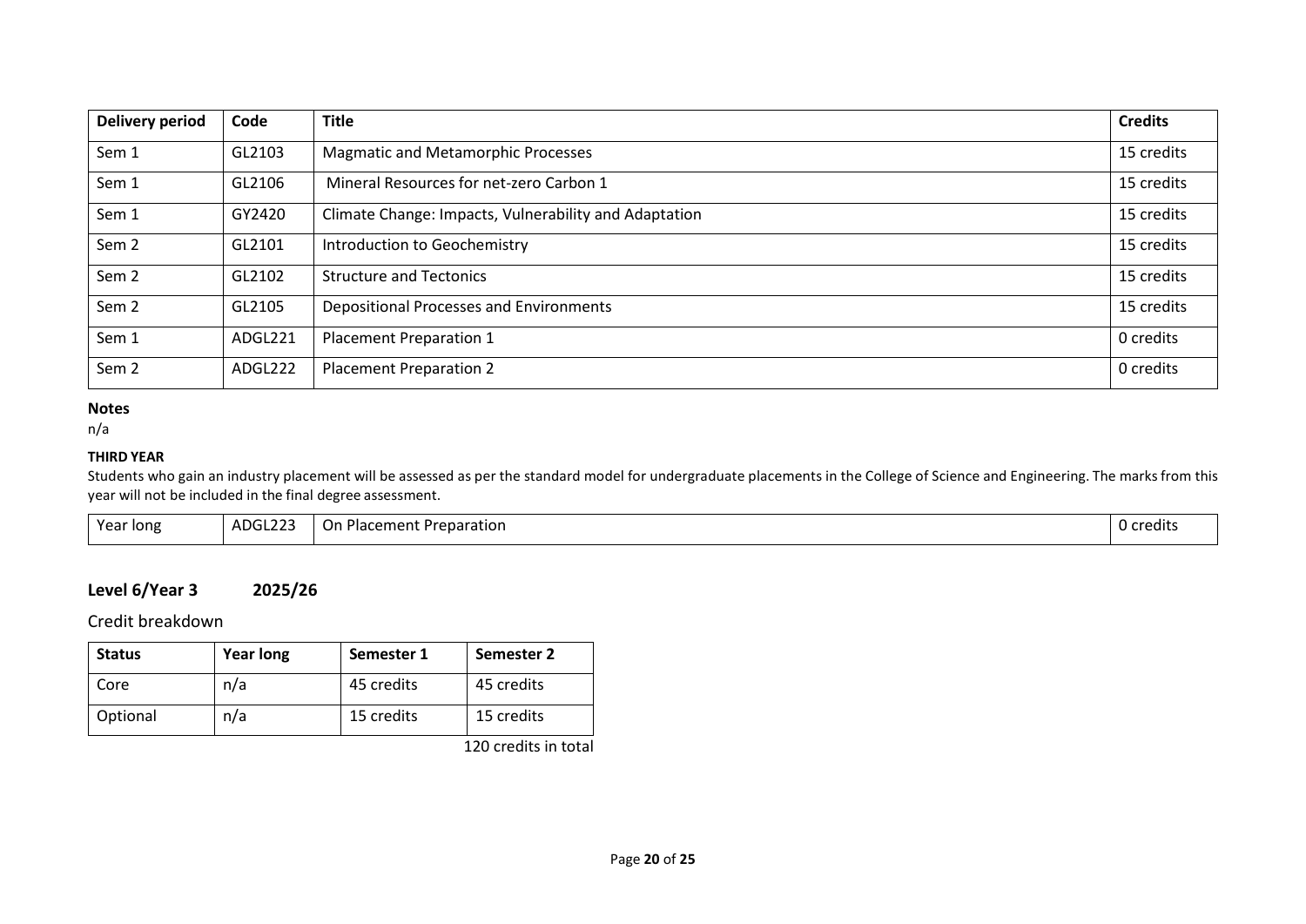| Delivery period | Code | Title | Credits |
|---|---|---|---|
| Sem 1 | GL2103 | Magmatic and Metamorphic Processes | 15 credits |
| Sem 1 | GL2106 | Mineral Resources for net-zero Carbon 1 | 15 credits |
| Sem 1 | GY2420 | Climate Change: Impacts, Vulnerability and Adaptation | 15 credits |
| Sem 2 | GL2101 | Introduction to Geochemistry | 15 credits |
| Sem 2 | GL2102 | Structure and Tectonics | 15 credits |
| Sem 2 | GL2105 | Depositional Processes and Environments | 15 credits |
| Sem 1 | ADGL221 | Placement Preparation 1 | 0 credits |
| Sem 2 | ADGL222 | Placement Preparation 2 | 0 credits |

**Notes**

n/a

**THIRD YEAR**

Students who gain an industry placement will be assessed as per the standard model for undergraduate placements in the College of Science and Engineering. The marks from this year will not be included in the final degree assessment.

| Year long | ADGL223 | On Placement Preparation | 0 credits |
|---|---|---|---|

## Level 6/Year 3 2025/26

Credit breakdown

| Status | Year long | Semester 1 | Semester 2 |
|---|---|---|---|
| Core | n/a | 45 credits | 45 credits |
| Optional | n/a | 15 credits | 15 credits |

120 credits in total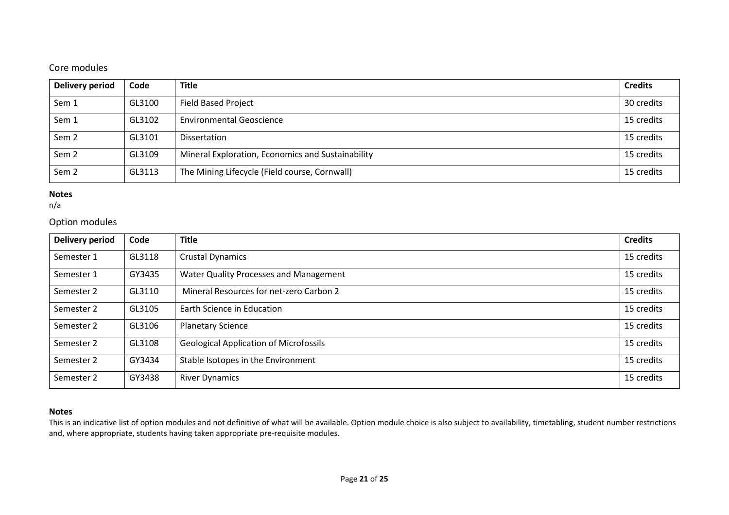## Core modules

| Delivery period | Code | Title | Credits |
|---|---|---|---|
| Sem 1 | GL3100 | Field Based Project | 30 credits |
| Sem 1 | GL3102 | Environmental Geoscience | 15 credits |
| Sem 2 | GL3101 | Dissertation | 15 credits |
| Sem 2 | GL3109 | Mineral Exploration, Economics and Sustainability | 15 credits |
| Sem 2 | GL3113 | The Mining Lifecycle (Field course, Cornwall) | 15 credits |

**Notes**
n/a

## Option modules

| Delivery period | Code | Title | Credits |
|---|---|---|---|
| Semester 1 | GL3118 | Crustal Dynamics | 15 credits |
| Semester 1 | GY3435 | Water Quality Processes and Management | 15 credits |
| Semester 2 | GL3110 | Mineral Resources for net-zero Carbon 2 | 15 credits |
| Semester 2 | GL3105 | Earth Science in Education | 15 credits |
| Semester 2 | GL3106 | Planetary Science | 15 credits |
| Semester 2 | GL3108 | Geological Application of Microfossils | 15 credits |
| Semester 2 | GY3434 | Stable Isotopes in the Environment | 15 credits |
| Semester 2 | GY3438 | River Dynamics | 15 credits |

**Notes**
This is an indicative list of option modules and not definitive of what will be available. Option module choice is also subject to availability, timetabling, student number restrictions and, where appropriate, students having taken appropriate pre-requisite modules.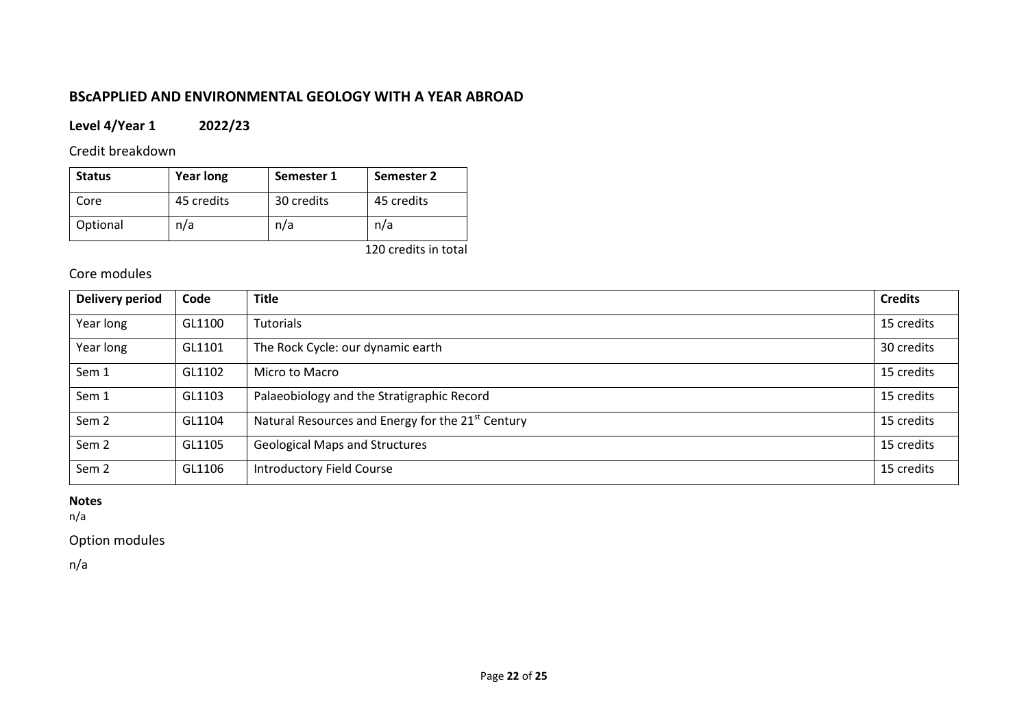## BScAPPLIED AND ENVIRONMENTAL GEOLOGY WITH A YEAR ABROAD

### Level 4/Year 1 2022/23

Credit breakdown

| Status | Year long | Semester 1 | Semester 2 |
|---|---|---|---|
| Core | 45 credits | 30 credits | 45 credits |
| Optional | n/a | n/a | n/a |

120 credits in total

Core modules

| Delivery period | Code | Title | Credits |
|---|---|---|---|
| Year long | GL1100 | Tutorials | 15 credits |
| Year long | GL1101 | The Rock Cycle: our dynamic earth | 30 credits |
| Sem 1 | GL1102 | Micro to Macro | 15 credits |
| Sem 1 | GL1103 | Palaeobiology and the Stratigraphic Record | 15 credits |
| Sem 2 | GL1104 | Natural Resources and Energy for the 21st Century | 15 credits |
| Sem 2 | GL1105 | Geological Maps and Structures | 15 credits |
| Sem 2 | GL1106 | Introductory Field Course | 15 credits |

**Notes**

n/a

Option modules

n/a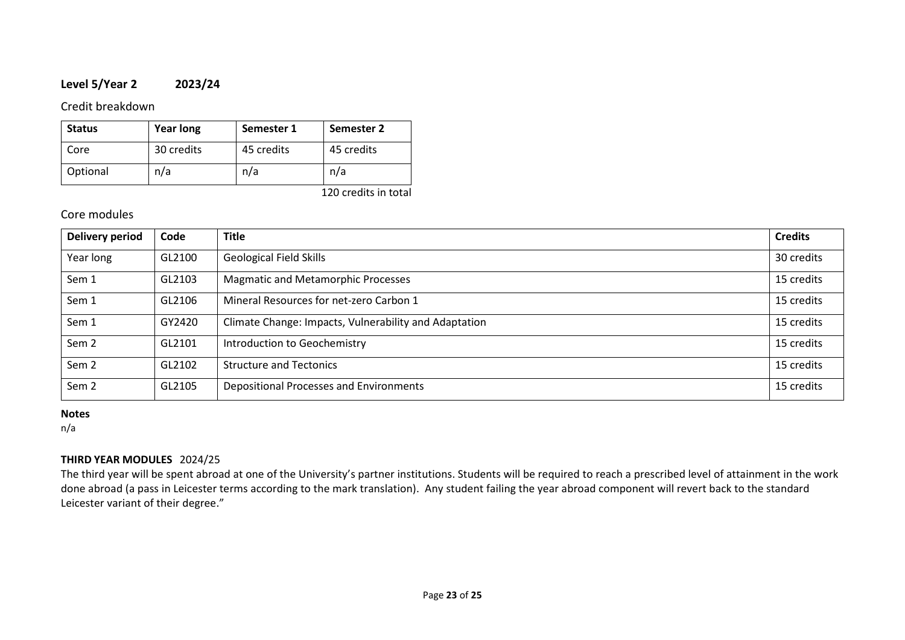**Level 5/Year 2 2023/24**

Credit breakdown

| Status | Year long | Semester 1 | Semester 2 |
|---|---|---|---|
| Core | 30 credits | 45 credits | 45 credits |
| Optional | n/a | n/a | n/a |

120 credits in total

Core modules

| Delivery period | Code | Title | Credits |
|---|---|---|---|
| Year long | GL2100 | Geological Field Skills | 30 credits |
| Sem 1 | GL2103 | Magmatic and Metamorphic Processes | 15 credits |
| Sem 1 | GL2106 | Mineral Resources for net-zero Carbon 1 | 15 credits |
| Sem 1 | GY2420 | Climate Change: Impacts, Vulnerability and Adaptation | 15 credits |
| Sem 2 | GL2101 | Introduction to Geochemistry | 15 credits |
| Sem 2 | GL2102 | Structure and Tectonics | 15 credits |
| Sem 2 | GL2105 | Depositional Processes and Environments | 15 credits |

**Notes**

n/a

**THIRD YEAR MODULES** 2024/25

The third year will be spent abroad at one of the University's partner institutions. Students will be required to reach a prescribed level of attainment in the work done abroad (a pass in Leicester terms according to the mark translation). Any student failing the year abroad component will revert back to the standard Leicester variant of their degree."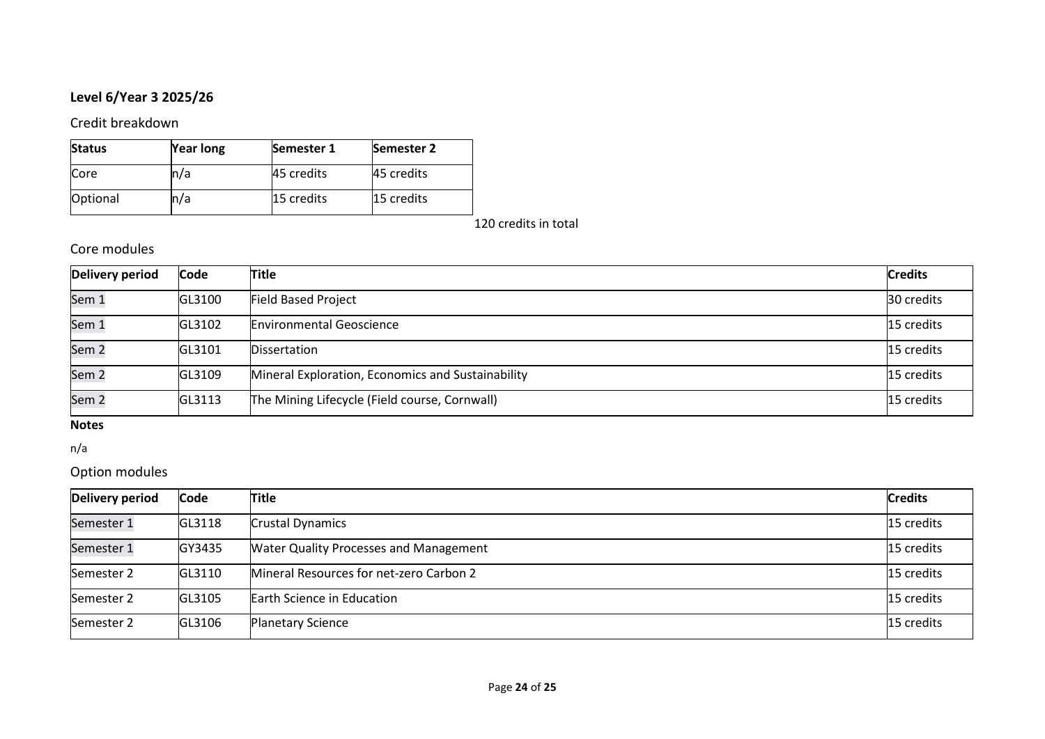### Level 6/Year 3 2025/26

Credit breakdown

| Status | Year long | Semester 1 | Semester 2 |
|---|---|---|---|
| Core | n/a | 45 credits | 45 credits |
| Optional | n/a | 15 credits | 15 credits |

120 credits in total

Core modules

| Delivery period | Code | Title | Credits |
|---|---|---|---|
| Sem 1 | GL3100 | Field Based Project | 30 credits |
| Sem 1 | GL3102 | Environmental Geoscience | 15 credits |
| Sem 2 | GL3101 | Dissertation | 15 credits |
| Sem 2 | GL3109 | Mineral Exploration, Economics and Sustainability | 15 credits |
| Sem 2 | GL3113 | The Mining Lifecycle (Field course, Cornwall) | 15 credits |

**Notes**

n/a

Option modules

| Delivery period | Code | Title | Credits |
|---|---|---|---|
| Semester 1 | GL3118 | Crustal Dynamics | 15 credits |
| Semester 1 | GY3435 | Water Quality Processes and Management | 15 credits |
| Semester 2 | GL3110 | Mineral Resources for net-zero Carbon 2 | 15 credits |
| Semester 2 | GL3105 | Earth Science in Education | 15 credits |
| Semester 2 | GL3106 | Planetary Science | 15 credits |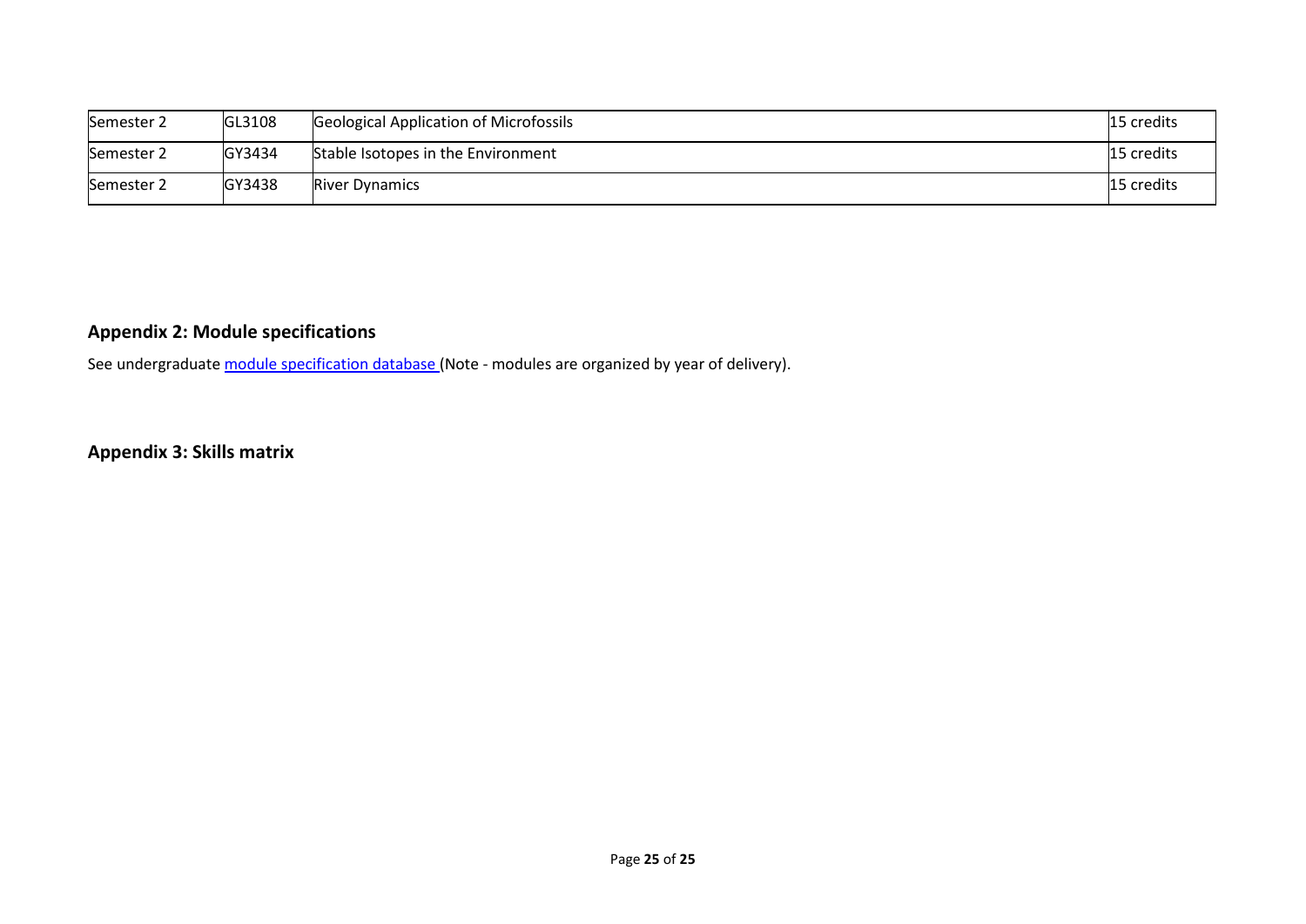| | | | |
|---|---|---|---|
| Semester 2 | GL3108 | Geological Application of Microfossils | 15 credits |
| Semester 2 | GY3434 | Stable Isotopes in the Environment | 15 credits |
| Semester 2 | GY3438 | River Dynamics | 15 credits |

## Appendix 2: Module specifications

See undergraduate module specification database (Note - modules are organized by year of delivery).

## Appendix 3: Skills matrix